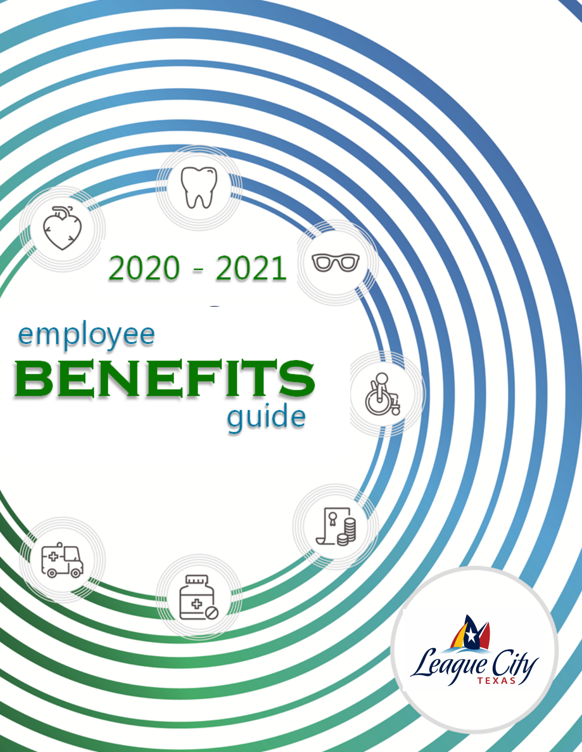# 2020 - 2021

# employee BENEFITS guide

League City TEXAS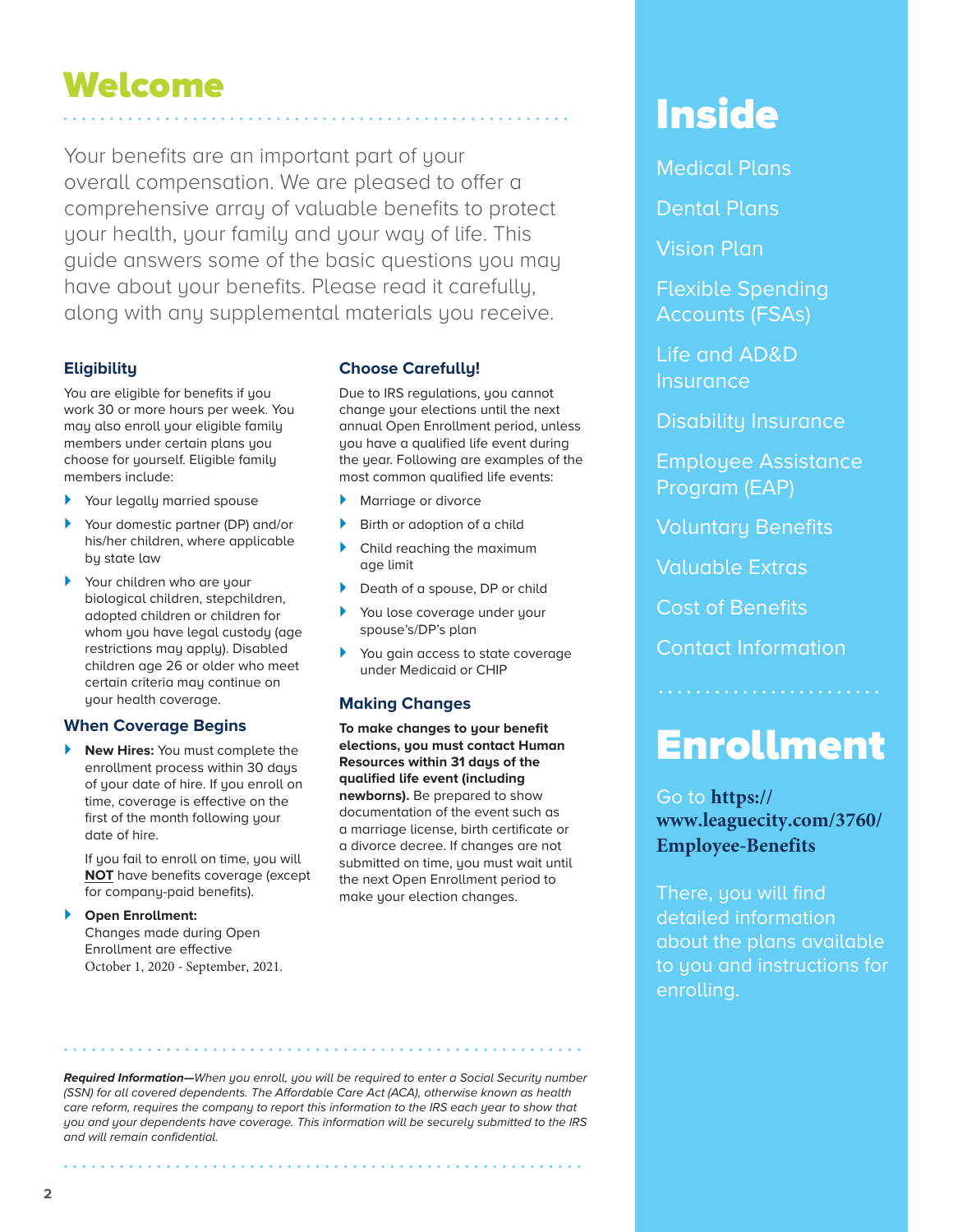# Welcome

Your benefits are an important part of your overall compensation. We are pleased to offer a comprehensive array of valuable benefits to protect your health, your family and your way of life. This guide answers some of the basic questions you may have about your benefits. Please read it carefully, along with any supplemental materials you receive.

### Eligibility

You are eligible for benefits if you work 30 or more hours per week. You may also enroll your eligible family members under certain plans you choose for yourself. Eligible family members include:

- Your legally married spouse
- Your domestic partner (DP) and/or his/her children, where applicable by state law
- Your children who are your biological children, stepchildren, adopted children or children for whom you have legal custody (age restrictions may apply). Disabled children age 26 or older who meet certain criteria may continue on your health coverage.

### When Coverage Begins

- **New Hires:** You must complete the enrollment process within 30 days of your date of hire. If you enroll on time, coverage is effective on the first of the month following your date of hire.

  If you fail to enroll on time, you will **NOT** have benefits coverage (except for company-paid benefits).

- **Open Enrollment:** Changes made during Open Enrollment are effective October 1, 2020 - September, 2021.

### Choose Carefully!

Due to IRS regulations, you cannot change your elections until the next annual Open Enrollment period, unless you have a qualified life event during the year. Following are examples of the most common qualified life events:

- Marriage or divorce
- Birth or adoption of a child
- Child reaching the maximum age limit
- Death of a spouse, DP or child
- You lose coverage under your spouse's/DP's plan
- You gain access to state coverage under Medicaid or CHIP

### Making Changes

**To make changes to your benefit elections, you must contact Human Resources within 31 days of the qualified life event (including newborns).** Be prepared to show documentation of the event such as a marriage license, birth certificate or a divorce decree. If changes are not submitted on time, you must wait until the next Open Enrollment period to make your election changes.

***Required Information—****When you enroll, you will be required to enter a Social Security number (SSN) for all covered dependents. The Affordable Care Act (ACA), otherwise known as health care reform, requires the company to report this information to the IRS each year to show that you and your dependents have coverage. This information will be securely submitted to the IRS and will remain confidential.*

# Inside

- Medical Plans
- Dental Plans
- Vision Plan
- Flexible Spending Accounts (FSAs)
- Life and AD&D Insurance
- Disability Insurance
- Employee Assistance Program (EAP)
- Voluntary Benefits
- Valuable Extras
- Cost of Benefits
- Contact Information

# Enrollment

Go to **https://www.leaguecity.com/3760/Employee-Benefits**

There, you will find detailed information about the plans available to you and instructions for enrolling.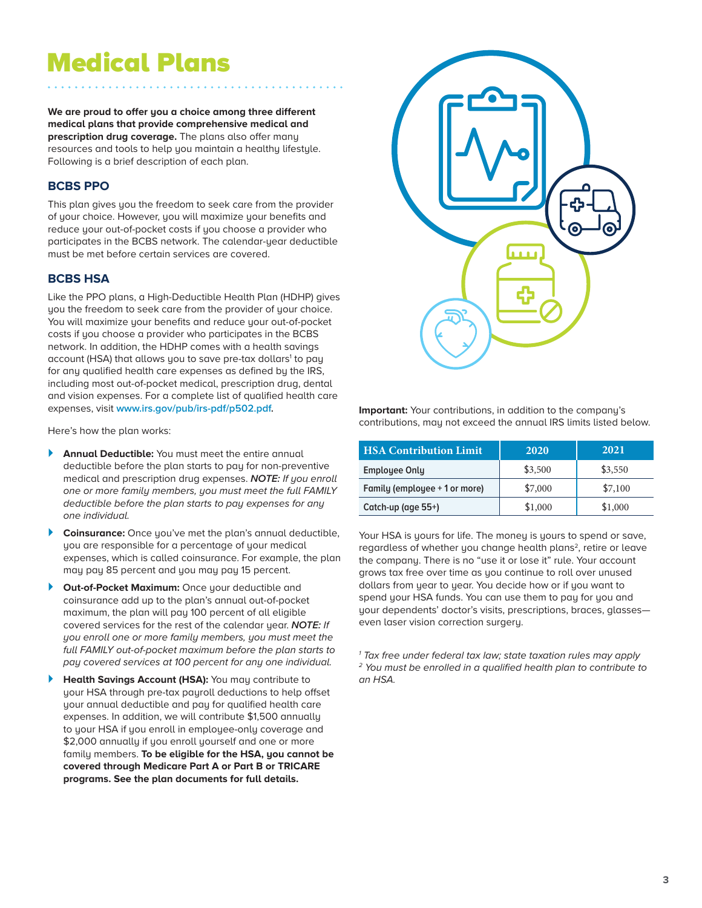# Medical Plans

**We are proud to offer you a choice among three different medical plans that provide comprehensive medical and prescription drug coverage.** The plans also offer many resources and tools to help you maintain a healthy lifestyle. Following is a brief description of each plan.

### BCBS PPO

This plan gives you the freedom to seek care from the provider of your choice. However, you will maximize your benefits and reduce your out-of-pocket costs if you choose a provider who participates in the BCBS network. The calendar-year deductible must be met before certain services are covered.

### BCBS HSA

Like the PPO plans, a High-Deductible Health Plan (HDHP) gives you the freedom to seek care from the provider of your choice. You will maximize your benefits and reduce your out-of-pocket costs if you choose a provider who participates in the BCBS network. In addition, the HDHP comes with a health savings account (HSA) that allows you to save pre-tax dollars[1] to pay for any qualified health care expenses as defined by the IRS, including most out-of-pocket medical, prescription drug, dental and vision expenses. For a complete list of qualified health care expenses, visit www.irs.gov/pub/irs-pdf/p502.pdf.

Here's how the plan works:

- **Annual Deductible:** You must meet the entire annual deductible before the plan starts to pay for non-preventive medical and prescription drug expenses. ***NOTE:*** *If you enroll one or more family members, you must meet the full FAMILY deductible before the plan starts to pay expenses for any one individual.*
- **Coinsurance:** Once you've met the plan's annual deductible, you are responsible for a percentage of your medical expenses, which is called coinsurance. For example, the plan may pay 85 percent and you may pay 15 percent.
- **Out-of-Pocket Maximum:** Once your deductible and coinsurance add up to the plan's annual out-of-pocket maximum, the plan will pay 100 percent of all eligible covered services for the rest of the calendar year. ***NOTE:*** *If you enroll one or more family members, you must meet the full FAMILY out-of-pocket maximum before the plan starts to pay covered services at 100 percent for any one individual.*
- **Health Savings Account (HSA):** You may contribute to your HSA through pre-tax payroll deductions to help offset your annual deductible and pay for qualified health care expenses. In addition, we will contribute $1,500 annually to your HSA if you enroll in employee-only coverage and $2,000 annually if you enroll yourself and one or more family members. **To be eligible for the HSA, you cannot be covered through Medicare Part A or Part B or TRICARE programs. See the plan documents for full details.**

**Important:** Your contributions, in addition to the company's contributions, may not exceed the annual IRS limits listed below.

| HSA Contribution Limit | 2020 | 2021 |
| --- | --- | --- |
| Employee Only | $3,500 | $3,550 |
| Family (employee + 1 or more) | $7,000 | $7,100 |
| Catch-up (age 55+) | $1,000 | $1,000 |

Your HSA is yours for life. The money is yours to spend or save, regardless of whether you change health plans[2], retire or leave the company. There is no "use it or lose it" rule. Your account grows tax free over time as you continue to roll over unused dollars from year to year. You decide how or if you want to spend your HSA funds. You can use them to pay for you and your dependents' doctor's visits, prescriptions, braces, glasses—even laser vision correction surgery.

*[1] Tax free under federal tax law; state taxation rules may apply*
*[2] You must be enrolled in a qualified health plan to contribute to an HSA.*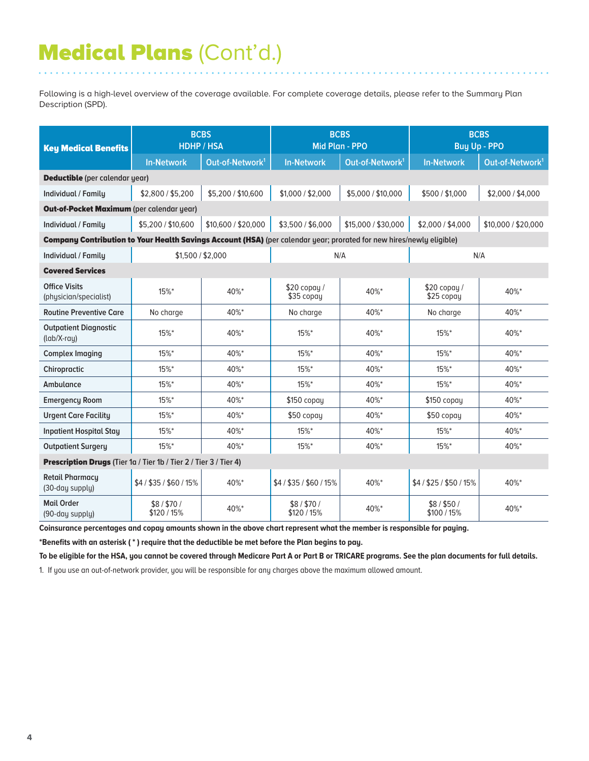# **Medical Plans** (Cont'd.)

Following is a high-level overview of the coverage available. For complete coverage details, please refer to the Summary Plan Description (SPD).

| Key Medical Benefits | BCBS HDHP / HSA | | BCBS Mid Plan - PPO | | BCBS Buy Up - PPO | |
|---|---|---|---|---|---|---|
| | In-Network | Out-of-Network[1] | In-Network | Out-of-Network[1] | In-Network | Out-of-Network[1] |
| **Deductible** (per calendar year) | | | | | | |
| Individual / Family | $2,800 / $5,200 | $5,200 / $10,600 | $1,000 / $2,000 | $5,000 / $10,000 | $500 / $1,000 | $2,000 / $4,000 |
| **Out-of-Pocket Maximum** (per calendar year) | | | | | | |
| Individual / Family | $5,200 / $10,600 | $10,600 / $20,000 | $3,500 / $6,000 | $15,000 / $30,000 | $2,000 / $4,000 | $10,000 / $20,000 |
| **Company Contribution to Your Health Savings Account (HSA)** (per calendar year; prorated for new hires/newly eligible) | | | | | | |
| Individual / Family | $1,500 / $2,000 | | N/A | | N/A | |
| **Covered Services** | | | | | | |
| Office Visits (physician/specialist) | 15%* | 40%* | $20 copay / $35 copay | 40%* | $20 copay / $25 copay | 40%* |
| Routine Preventive Care | No charge | 40%* | No charge | 40%* | No charge | 40%* |
| Outpatient Diagnostic (lab/X-ray) | 15%* | 40%* | 15%* | 40%* | 15%* | 40%* |
| Complex Imaging | 15%* | 40%* | 15%* | 40%* | 15%* | 40%* |
| Chiropractic | 15%* | 40%* | 15%* | 40%* | 15%* | 40%* |
| Ambulance | 15%* | 40%* | 15%* | 40%* | 15%* | 40%* |
| Emergency Room | 15%* | 40%* | $150 copay | 40%* | $150 copay | 40%* |
| Urgent Care Facility | 15%* | 40%* | $50 copay | 40%* | $50 copay | 40%* |
| Inpatient Hospital Stay | 15%* | 40%* | 15%* | 40%* | 15%* | 40%* |
| Outpatient Surgery | 15%* | 40%* | 15%* | 40%* | 15%* | 40%* |
| **Prescription Drugs** (Tier 1a / Tier 1b / Tier 2 / Tier 3 / Tier 4) | | | | | | |
| Retail Pharmacy (30-day supply) | $4 / $35 / $60 / 15% | 40%* | $4 / $35 / $60 / 15% | 40%* | $4 / $25 / $50 / 15% | 40%* |
| Mail Order (90-day supply) | $8 / $70 / $120 / 15% | 40%* | $8 / $70 / $120 / 15% | 40%* | $8 / $50 / $100 / 15% | 40%* |

**Coinsurance percentages and copay amounts shown in the above chart represent what the member is responsible for paying.**

**\*Benefits with an asterisk ( * ) require that the deductible be met before the Plan begins to pay.**

**To be eligible for the HSA, you cannot be covered through Medicare Part A or Part B or TRICARE programs. See the plan documents for full details.**

1. If you use an out-of-network provider, you will be responsible for any charges above the maximum allowed amount.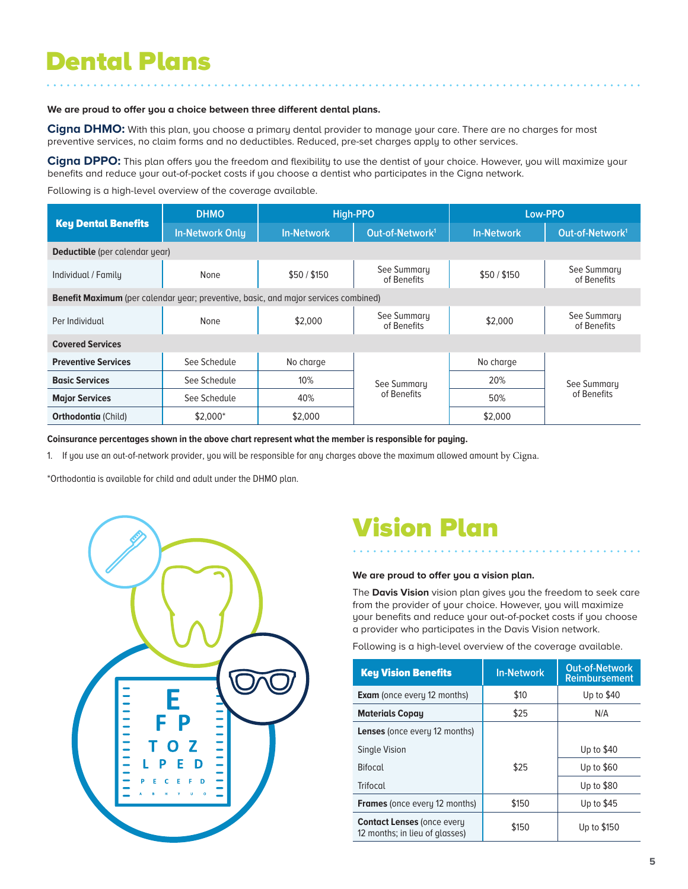# Dental Plans

**We are proud to offer you a choice between three different dental plans.**

**Cigna DHMO:** With this plan, you choose a primary dental provider to manage your care. There are no charges for most preventive services, no claim forms and no deductibles. Reduced, pre-set charges apply to other services.

**Cigna DPPO:** This plan offers you the freedom and flexibility to use the dentist of your choice. However, you will maximize your benefits and reduce your out-of-pocket costs if you choose a dentist who participates in the Cigna network.

Following is a high-level overview of the coverage available.

| Key Dental Benefits | DHMO | High-PPO | | Low-PPO | |
|---|---|---|---|---|---|
| | In-Network Only | In-Network | Out-of-Network[1] | In-Network | Out-of-Network[1] |
| **Deductible** (per calendar year) | | | | | |
| Individual / Family | None | $50 / $150 | See Summary of Benefits | $50 / $150 | See Summary of Benefits |
| **Benefit Maximum** (per calendar year; preventive, basic, and major services combined) | | | | | |
| Per Individual | None | $2,000 | See Summary of Benefits | $2,000 | See Summary of Benefits |
| **Covered Services** | | | | | |
| **Preventive Services** | See Schedule | No charge | See Summary of Benefits | No charge | See Summary of Benefits |
| **Basic Services** | See Schedule | 10% | | 20% | |
| **Major Services** | See Schedule | 40% | | 50% | |
| **Orthodontia** (Child) | $2,000* | $2,000 | | $2,000 | |

**Coinsurance percentages shown in the above chart represent what the member is responsible for paying.**

1. If you use an out-of-network provider, you will be responsible for any charges above the maximum allowed amount by Cigna.

*Orthodontia is available for child and adult under the DHMO plan.

# Vision Plan

**We are proud to offer you a vision plan.**

The **Davis Vision** vision plan gives you the freedom to seek care from the provider of your choice. However, you will maximize your benefits and reduce your out-of-pocket costs if you choose a provider who participates in the Davis Vision network.

Following is a high-level overview of the coverage available.

| Key Vision Benefits | In-Network | Out-of-Network Reimbursement |
|---|---|---|
| **Exam** (once every 12 months) | $10 | Up to $40 |
| **Materials Copay** | $25 | N/A |
| **Lenses** (once every 12 months) | | |
| Single Vision | $25 | Up to $40 |
| Bifocal | | Up to $60 |
| Trifocal | | Up to $80 |
| **Frames** (once every 12 months) | $150 | Up to $45 |
| **Contact Lenses** (once every 12 months; in lieu of glasses) | $150 | Up to $150 |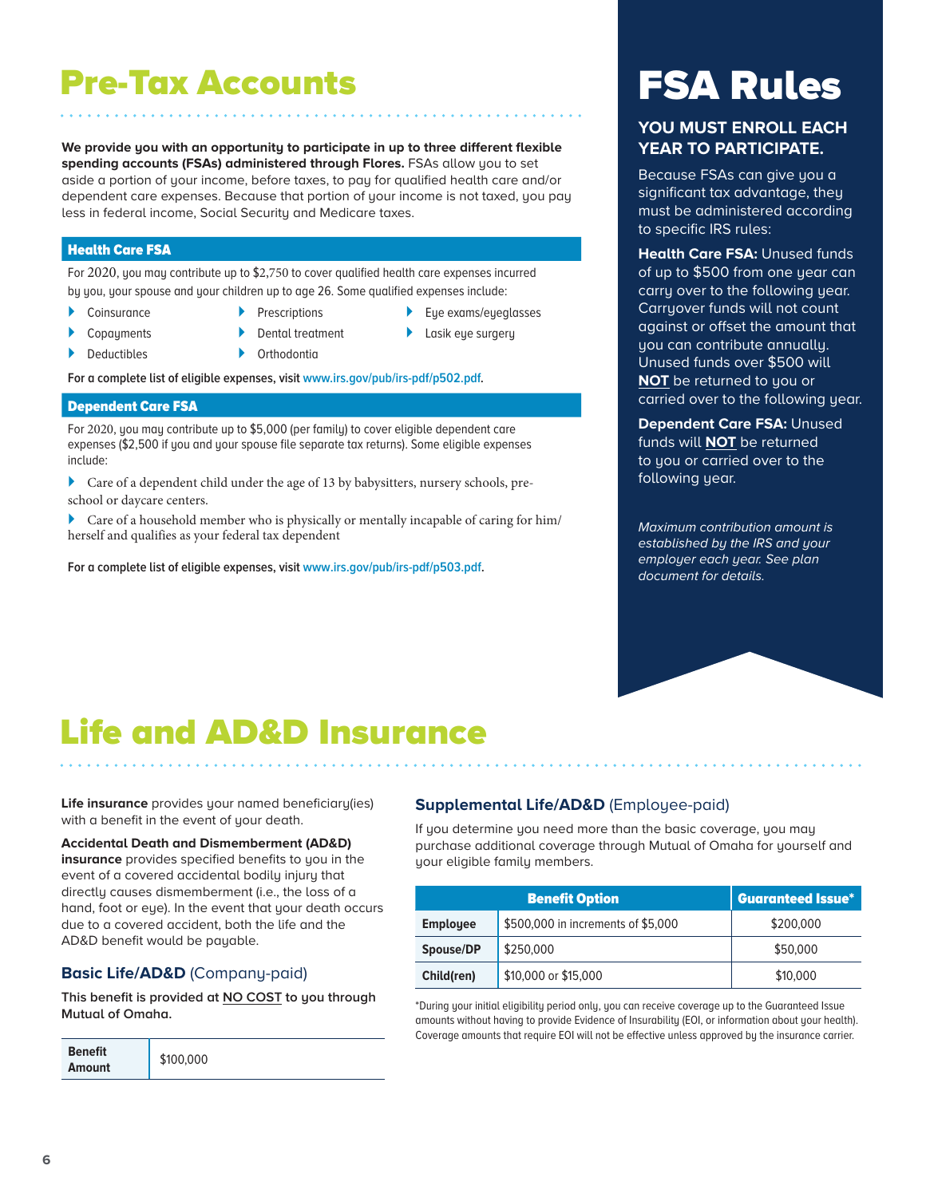# Pre-Tax Accounts

**We provide you with an opportunity to participate in up to three different flexible spending accounts (FSAs) administered through Flores.** FSAs allow you to set aside a portion of your income, before taxes, to pay for qualified health care and/or dependent care expenses. Because that portion of your income is not taxed, you pay less in federal income, Social Security and Medicare taxes.

### Health Care FSA

For 2020, you may contribute up to $2,750 to cover qualified health care expenses incurred by you, your spouse and your children up to age 26. Some qualified expenses include:

- Coinsurance
- Copayments
- Deductibles
- Prescriptions
- Dental treatment
- Orthodontia
- Eye exams/eyeglasses
- Lasik eye surgery

**For a complete list of eligible expenses, visit www.irs.gov/pub/irs-pdf/p502.pdf.**

### Dependent Care FSA

For 2020, you may contribute up to $5,000 (per family) to cover eligible dependent care expenses ($2,500 if you and your spouse file separate tax returns). Some eligible expenses include:

- Care of a dependent child under the age of 13 by babysitters, nursery schools, pre-school or daycare centers.
- Care of a household member who is physically or mentally incapable of caring for him/herself and qualifies as your federal tax dependent

**For a complete list of eligible expenses, visit www.irs.gov/pub/irs-pdf/p503.pdf.**

# FSA Rules

**YOU MUST ENROLL EACH YEAR TO PARTICIPATE.**

Because FSAs can give you a significant tax advantage, they must be administered according to specific IRS rules:

**Health Care FSA:** Unused funds of up to $500 from one year can carry over to the following year. Carryover funds will not count against or offset the amount that you can contribute annually. Unused funds over $500 will **NOT** be returned to you or carried over to the following year.

**Dependent Care FSA:** Unused funds will **NOT** be returned to you or carried over to the following year.

*Maximum contribution amount is established by the IRS and your employer each year. See plan document for details.*

# Life and AD&D Insurance

**Life insurance** provides your named beneficiary(ies) with a benefit in the event of your death.

**Accidental Death and Dismemberment (AD&D) insurance** provides specified benefits to you in the event of a covered accidental bodily injury that directly causes dismemberment (i.e., the loss of a hand, foot or eye). In the event that your death occurs due to a covered accident, both the life and the AD&D benefit would be payable.

### Basic Life/AD&D (Company-paid)

**This benefit is provided at NO COST to you through Mutual of Omaha.**

| Benefit Amount | $100,000 |
|---|---|

### Supplemental Life/AD&D (Employee-paid)

If you determine you need more than the basic coverage, you may purchase additional coverage through Mutual of Omaha for yourself and your eligible family members.

| Benefit Option | | Guaranteed Issue* |
|---|---|---|
| Employee | $500,000 in increments of $5,000 | $200,000 |
| Spouse/DP | $250,000 | $50,000 |
| Child(ren) | $10,000 or $15,000 | $10,000 |

*During your initial eligibility period only, you can receive coverage up to the Guaranteed Issue amounts without having to provide Evidence of Insurability (EOI, or information about your health). Coverage amounts that require EOI will not be effective unless approved by the insurance carrier.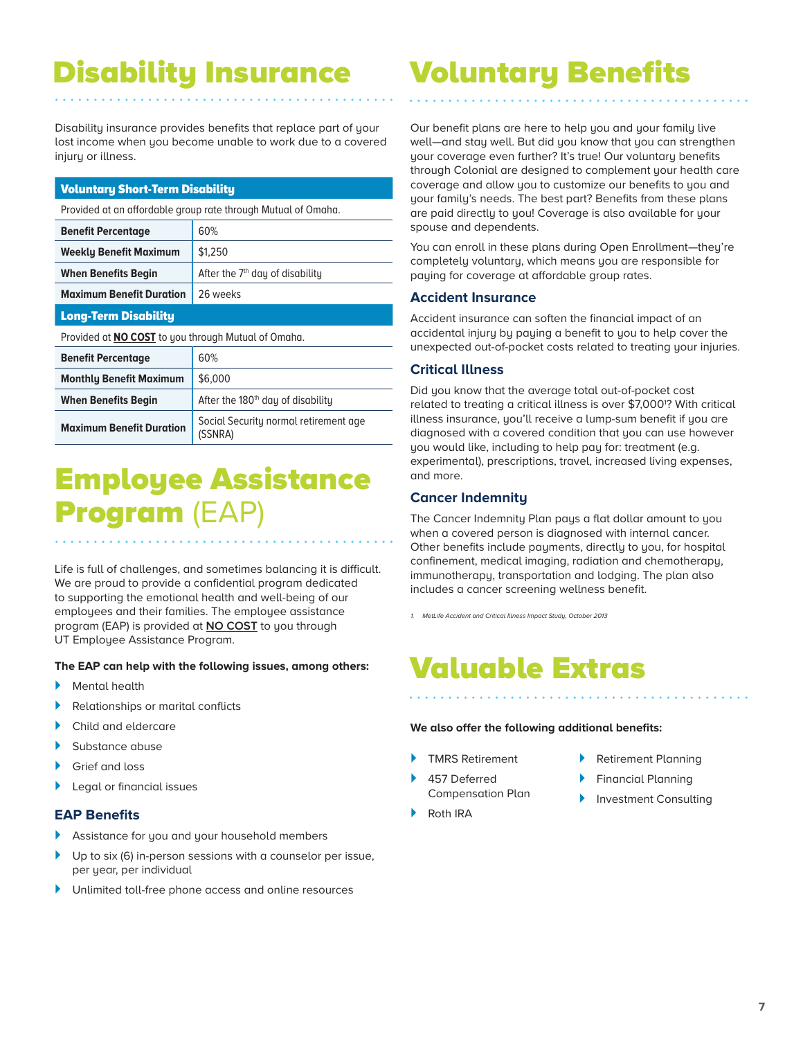# Disability Insurance

Disability insurance provides benefits that replace part of your lost income when you become unable to work due to a covered injury or illness.

| **Voluntary Short-Term Disability** | |
|---|---|
| Provided at an affordable group rate through Mutual of Omaha. | |
| **Benefit Percentage** | 60% |
| **Weekly Benefit Maximum** | $1,250 |
| **When Benefits Begin** | After the 7th day of disability |
| **Maximum Benefit Duration** | 26 weeks |
| **Long-Term Disability** | |
| Provided at **NO COST** to you through Mutual of Omaha. | |
| **Benefit Percentage** | 60% |
| **Monthly Benefit Maximum** | $6,000 |
| **When Benefits Begin** | After the 180th day of disability |
| **Maximum Benefit Duration** | Social Security normal retirement age (SSNRA) |

# Employee Assistance Program (EAP)

Life is full of challenges, and sometimes balancing it is difficult. We are proud to provide a confidential program dedicated to supporting the emotional health and well-being of our employees and their families. The employee assistance program (EAP) is provided at **NO COST** to you through UT Employee Assistance Program.

**The EAP can help with the following issues, among others:**

- Mental health
- Relationships or marital conflicts
- Child and eldercare
- Substance abuse
- Grief and loss
- Legal or financial issues

### EAP Benefits

- Assistance for you and your household members
- Up to six (6) in-person sessions with a counselor per issue, per year, per individual
- Unlimited toll-free phone access and online resources

# Voluntary Benefits

Our benefit plans are here to help you and your family live well—and stay well. But did you know that you can strengthen your coverage even further? It's true! Our voluntary benefits through Colonial are designed to complement your health care coverage and allow you to customize our benefits to you and your family's needs. The best part? Benefits from these plans are paid directly to you! Coverage is also available for your spouse and dependents.

You can enroll in these plans during Open Enrollment—they're completely voluntary, which means you are responsible for paying for coverage at affordable group rates.

### Accident Insurance

Accident insurance can soften the financial impact of an accidental injury by paying a benefit to you to help cover the unexpected out-of-pocket costs related to treating your injuries.

### Critical Illness

Did you know that the average total out-of-pocket cost related to treating a critical illness is over $7,000[1]? With critical illness insurance, you'll receive a lump-sum benefit if you are diagnosed with a covered condition that you can use however you would like, including to help pay for: treatment (e.g. experimental), prescriptions, travel, increased living expenses, and more.

### Cancer Indemnity

The Cancer Indemnity Plan pays a flat dollar amount to you when a covered person is diagnosed with internal cancer. Other benefits include payments, directly to you, for hospital confinement, medical imaging, radiation and chemotherapy, immunotherapy, transportation and lodging. The plan also includes a cancer screening wellness benefit.

*1. MetLife Accident and Critical Illness Impact Study, October 2013*

# Valuable Extras

**We also offer the following additional benefits:**

- TMRS Retirement
- 457 Deferred Compensation Plan
- Roth IRA
- Retirement Planning
- Financial Planning
- Investment Consulting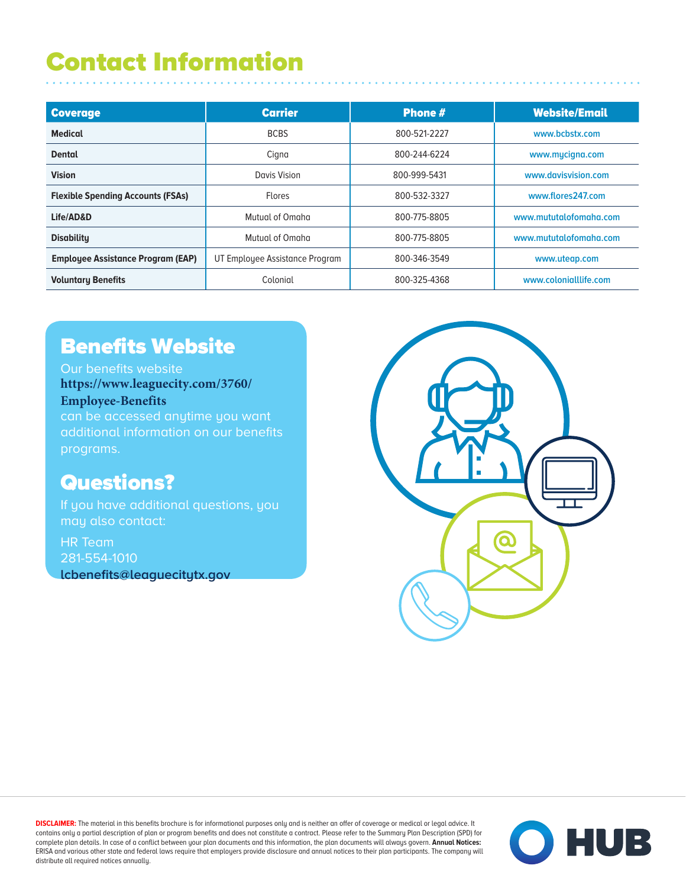# Contact Information

| Coverage | Carrier | Phone # | Website/Email |
| --- | --- | --- | --- |
| **Medical** | BCBS | 800-521-2227 | www.bcbstx.com |
| **Dental** | Cigna | 800-244-6224 | www.mycigna.com |
| **Vision** | Davis Vision | 800-999-5431 | www.davisvision.com |
| **Flexible Spending Accounts (FSAs)** | Flores | 800-532-3327 | www.flores247.com |
| **Life/AD&D** | Mutual of Omaha | 800-775-8805 | www.mututalofomaha.com |
| **Disability** | Mutual of Omaha | 800-775-8805 | www.mututalofomaha.com |
| **Employee Assistance Program (EAP)** | UT Employee Assistance Program | 800-346-3549 | www.uteap.com |
| **Voluntary Benefits** | Colonial | 800-325-4368 | www.coloniallife.com |

## Benefits Website

Our benefits website **https://www.leaguecity.com/3760/Employee-Benefits** can be accessed anytime you want additional information on our benefits programs.

## Questions?

If you have additional questions, you may also contact:

HR Team
281-554-1010
lcbenefits@leaguecitytx.gov

**DISCLAIMER:** The material in this benefits brochure is for informational purposes only and is neither an offer of coverage or medical or legal advice. It contains only a partial description of plan or program benefits and does not constitute a contract. Please refer to the Summary Plan Description (SPD) for complete plan details. In case of a conflict between your plan documents and this information, the plan documents will always govern. **Annual Notices:** ERISA and various other state and federal laws require that employers provide disclosure and annual notices to their plan participants. The company will distribute all required notices annually.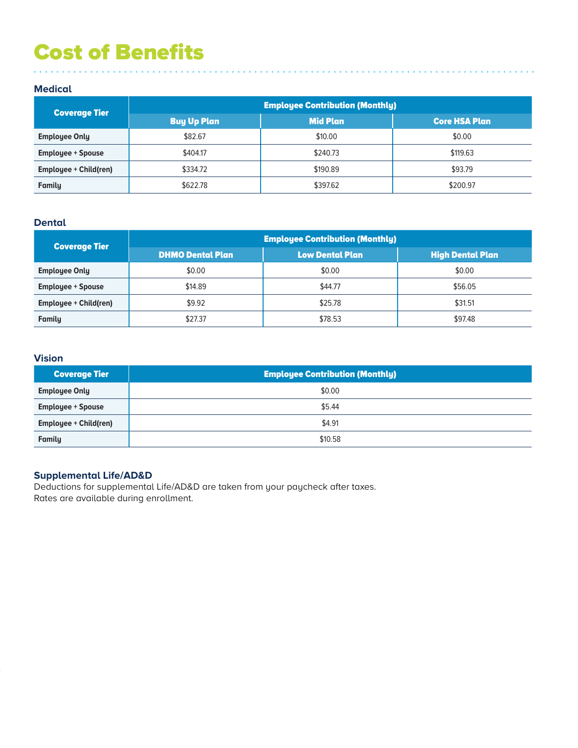# Cost of Benefits

## Medical

| Coverage Tier | Employee Contribution (Monthly) | | |
|---|---|---|---|
| | Buy Up Plan | Mid Plan | Core HSA Plan |
| **Employee Only** | $82.67 | $10.00 | $0.00 |
| **Employee + Spouse** | $404.17 | $240.73 | $119.63 |
| **Employee + Child(ren)** | $334.72 | $190.89 | $93.79 |
| **Family** | $622.78 | $397.62 | $200.97 |

## Dental

| Coverage Tier | Employee Contribution (Monthly) | | |
|---|---|---|---|
| | DHMO Dental Plan | Low Dental Plan | High Dental Plan |
| **Employee Only** | $0.00 | $0.00 | $0.00 |
| **Employee + Spouse** | $14.89 | $44.77 | $56.05 |
| **Employee + Child(ren)** | $9.92 | $25.78 | $31.51 |
| **Family** | $27.37 | $78.53 | $97.48 |

## Vision

| Coverage Tier | Employee Contribution (Monthly) |
|---|---|
| **Employee Only** | $0.00 |
| **Employee + Spouse** | $5.44 |
| **Employee + Child(ren)** | $4.91 |
| **Family** | $10.58 |

## Supplemental Life/AD&D

Deductions for supplemental Life/AD&D are taken from your paycheck after taxes.
Rates are available during enrollment.